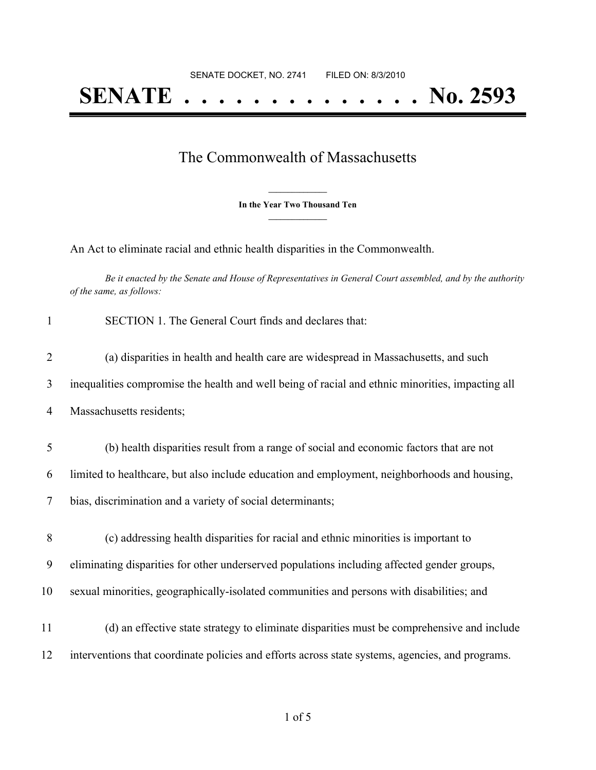SENATE DOCKET, NO. 2741 FILED ON: 8/3/2010

# SENATE . . . . . . . . . . . . . . No. 2593

## The Commonwealth of Massachusetts

**In the Year Two Thousand Ten**

An Act to eliminate racial and ethnic health disparities in the Commonwealth.

*Be it enacted by the Senate and House of Representatives in General Court assembled, and by the authority of the same, as follows:*

1 SECTION 1. The General Court finds and declares that:

2 (a) disparities in health and health care are widespread in Massachusetts, and such
3 inequalities compromise the health and well being of racial and ethnic minorities, impacting all
4 Massachusetts residents;

5 (b) health disparities result from a range of social and economic factors that are not
6 limited to healthcare, but also include education and employment, neighborhoods and housing,
7 bias, discrimination and a variety of social determinants;

8 (c) addressing health disparities for racial and ethnic minorities is important to
9 eliminating disparities for other underserved populations including affected gender groups,
10 sexual minorities, geographically-isolated communities and persons with disabilities; and

11 (d) an effective state strategy to eliminate disparities must be comprehensive and include
12 interventions that coordinate policies and efforts across state systems, agencies, and programs.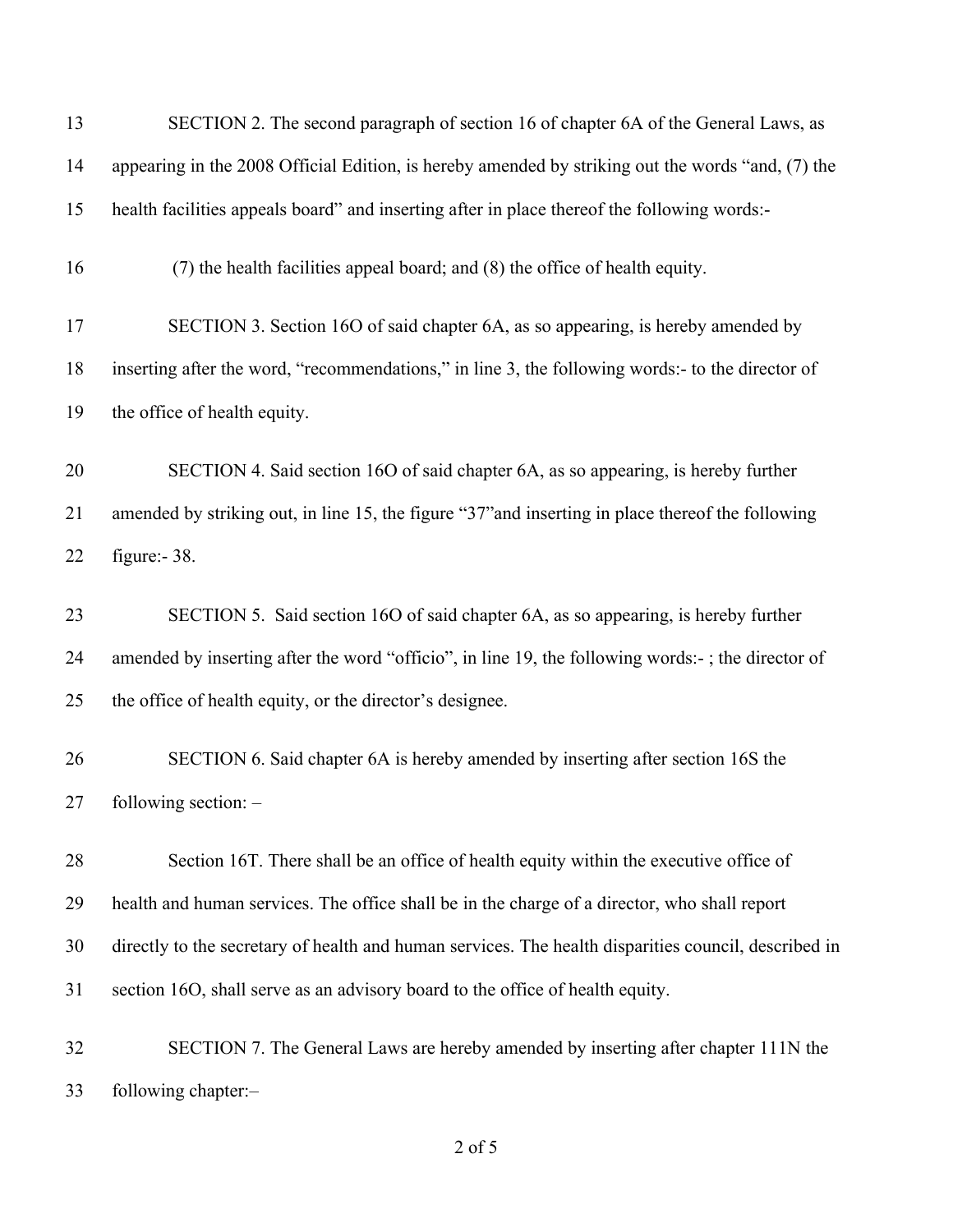SECTION 2. The second paragraph of section 16 of chapter 6A of the General Laws, as appearing in the 2008 Official Edition, is hereby amended by striking out the words "and, (7) the health facilities appeals board" and inserting after in place thereof the following words:-

(7) the health facilities appeal board; and (8) the office of health equity.

SECTION 3. Section 16O of said chapter 6A, as so appearing, is hereby amended by inserting after the word, "recommendations," in line 3, the following words:- to the director of the office of health equity.

SECTION 4. Said section 16O of said chapter 6A, as so appearing, is hereby further amended by striking out, in line 15, the figure "37"and inserting in place thereof the following figure:- 38.

SECTION 5. Said section 16O of said chapter 6A, as so appearing, is hereby further amended by inserting after the word "officio", in line 19, the following words:- ; the director of the office of health equity, or the director's designee.

SECTION 6. Said chapter 6A is hereby amended by inserting after section 16S the following section: –

Section 16T. There shall be an office of health equity within the executive office of health and human services. The office shall be in the charge of a director, who shall report directly to the secretary of health and human services. The health disparities council, described in section 16O, shall serve as an advisory board to the office of health equity.

SECTION 7. The General Laws are hereby amended by inserting after chapter 111N the following chapter:–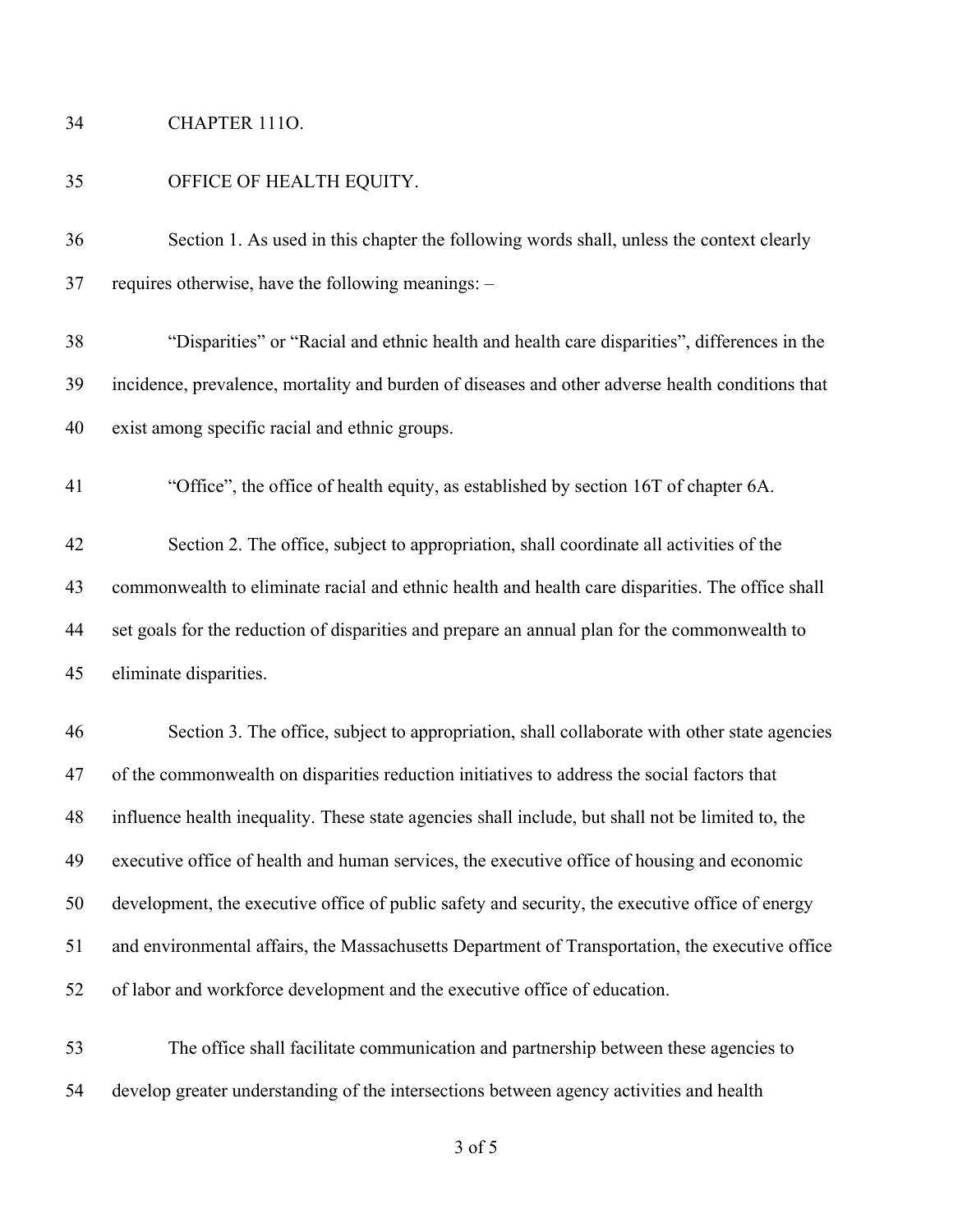CHAPTER 111O.

OFFICE OF HEALTH EQUITY.

Section 1. As used in this chapter the following words shall, unless the context clearly requires otherwise, have the following meanings: –

"Disparities" or "Racial and ethnic health and health care disparities", differences in the incidence, prevalence, mortality and burden of diseases and other adverse health conditions that exist among specific racial and ethnic groups.

"Office", the office of health equity, as established by section 16T of chapter 6A.

Section 2. The office, subject to appropriation, shall coordinate all activities of the commonwealth to eliminate racial and ethnic health and health care disparities. The office shall set goals for the reduction of disparities and prepare an annual plan for the commonwealth to eliminate disparities.

Section 3. The office, subject to appropriation, shall collaborate with other state agencies of the commonwealth on disparities reduction initiatives to address the social factors that influence health inequality. These state agencies shall include, but shall not be limited to, the executive office of health and human services, the executive office of housing and economic development, the executive office of public safety and security, the executive office of energy and environmental affairs, the Massachusetts Department of Transportation, the executive office of labor and workforce development and the executive office of education.

The office shall facilitate communication and partnership between these agencies to develop greater understanding of the intersections between agency activities and health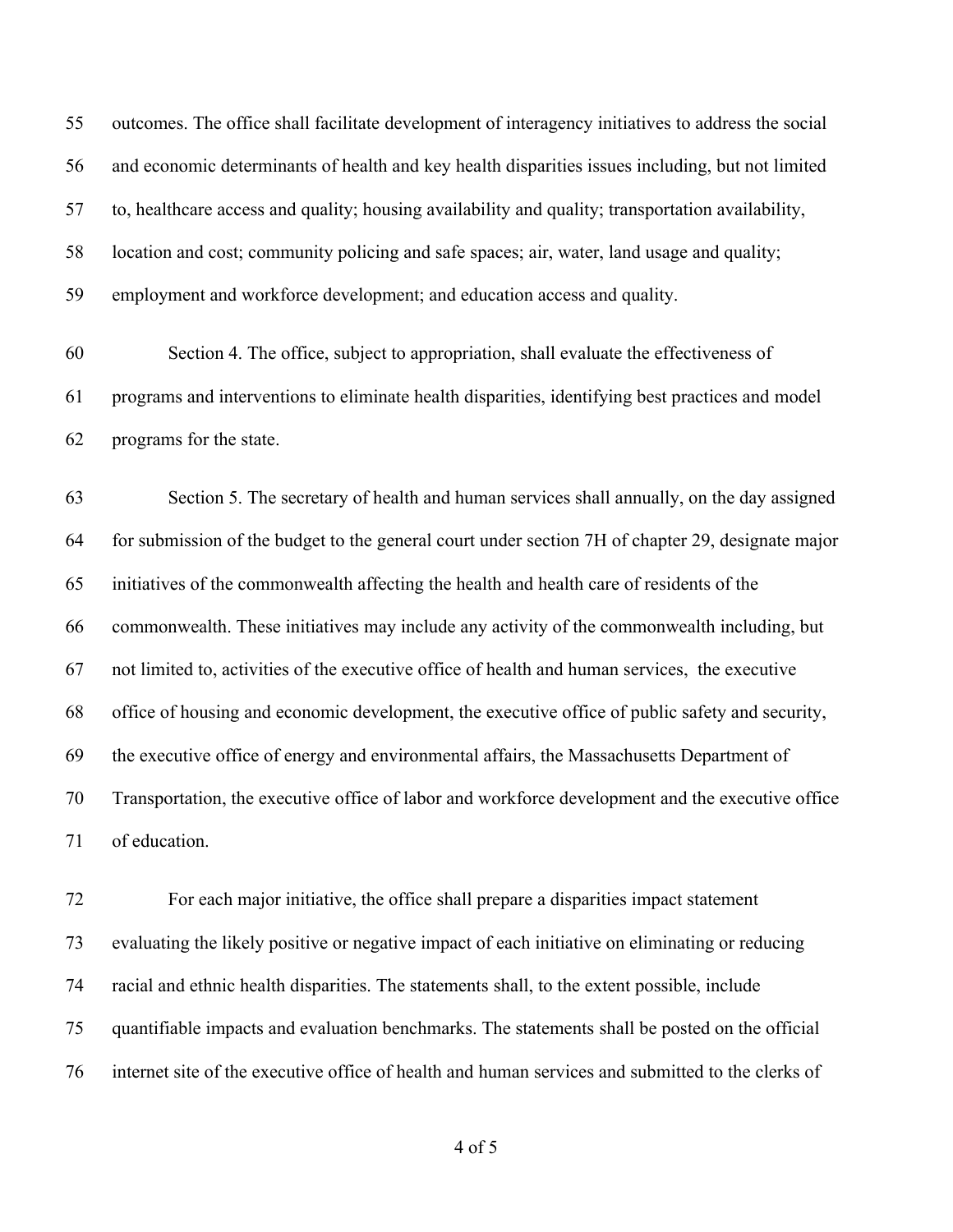outcomes. The office shall facilitate development of interagency initiatives to address the social and economic determinants of health and key health disparities issues including, but not limited to, healthcare access and quality; housing availability and quality; transportation availability, location and cost; community policing and safe spaces; air, water, land usage and quality; employment and workforce development; and education access and quality.

Section 4. The office, subject to appropriation, shall evaluate the effectiveness of programs and interventions to eliminate health disparities, identifying best practices and model programs for the state.

Section 5. The secretary of health and human services shall annually, on the day assigned for submission of the budget to the general court under section 7H of chapter 29, designate major initiatives of the commonwealth affecting the health and health care of residents of the commonwealth. These initiatives may include any activity of the commonwealth including, but not limited to, activities of the executive office of health and human services, the executive office of housing and economic development, the executive office of public safety and security, the executive office of energy and environmental affairs, the Massachusetts Department of Transportation, the executive office of labor and workforce development and the executive office of education.

For each major initiative, the office shall prepare a disparities impact statement evaluating the likely positive or negative impact of each initiative on eliminating or reducing racial and ethnic health disparities. The statements shall, to the extent possible, include quantifiable impacts and evaluation benchmarks. The statements shall be posted on the official internet site of the executive office of health and human services and submitted to the clerks of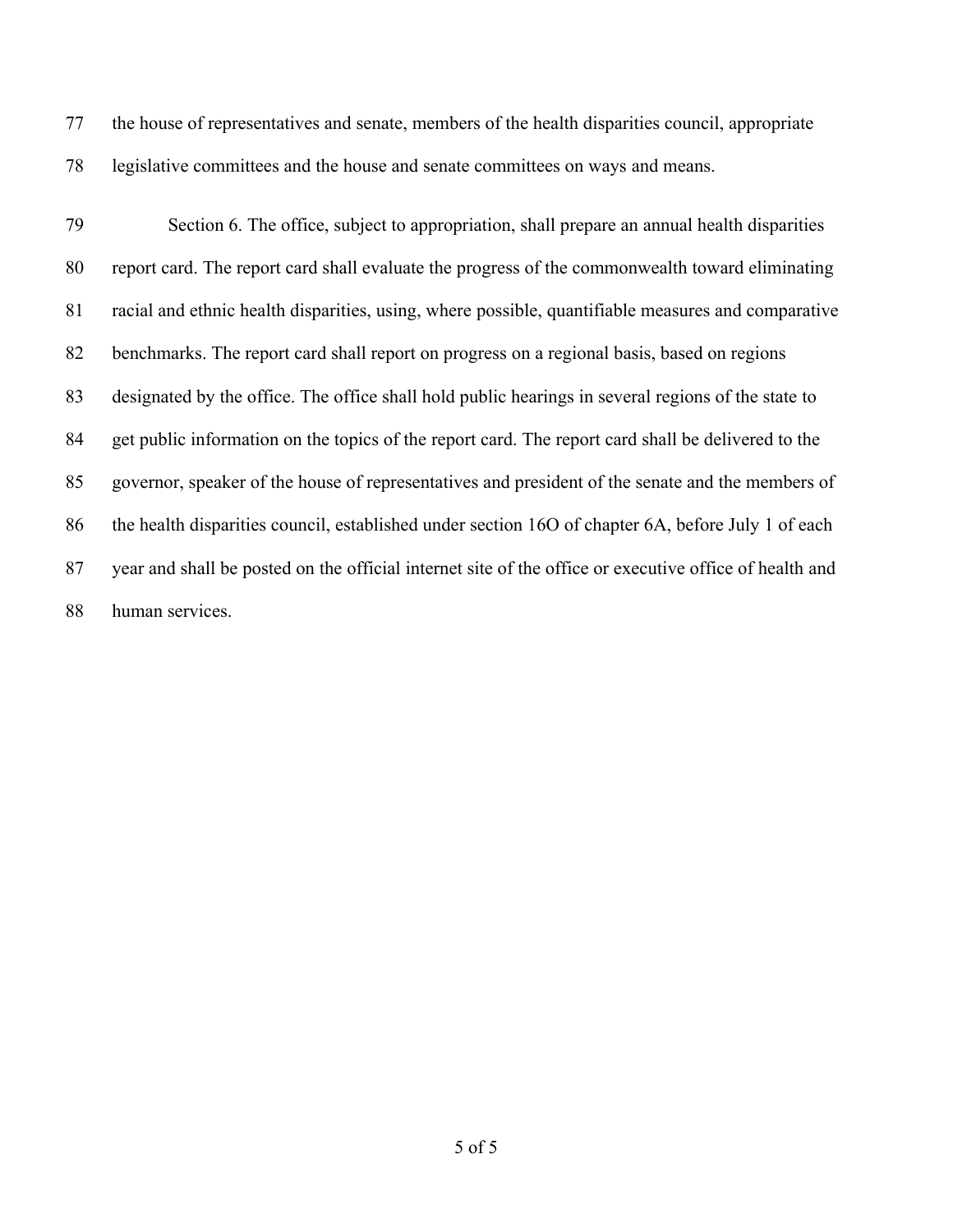the house of representatives and senate, members of the health disparities council, appropriate legislative committees and the house and senate committees on ways and means.

Section 6. The office, subject to appropriation, shall prepare an annual health disparities report card. The report card shall evaluate the progress of the commonwealth toward eliminating racial and ethnic health disparities, using, where possible, quantifiable measures and comparative benchmarks. The report card shall report on progress on a regional basis, based on regions designated by the office. The office shall hold public hearings in several regions of the state to get public information on the topics of the report card. The report card shall be delivered to the governor, speaker of the house of representatives and president of the senate and the members of the health disparities council, established under section 16O of chapter 6A, before July 1 of each year and shall be posted on the official internet site of the office or executive office of health and human services.